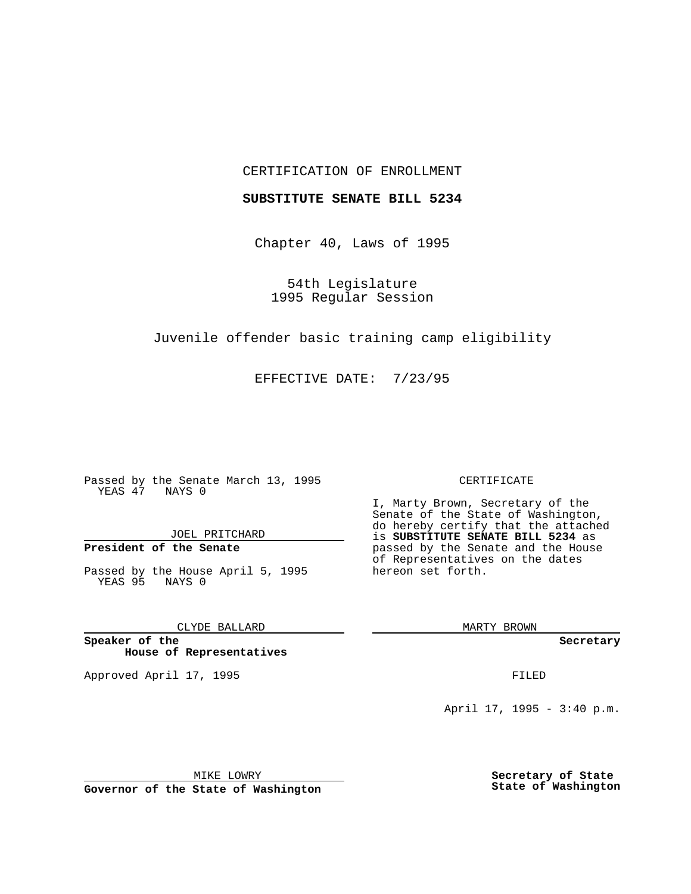CERTIFICATION OF ENROLLMENT

**SUBSTITUTE SENATE BILL 5234**

Chapter 40, Laws of 1995

54th Legislature
1995 Regular Session

Juvenile offender basic training camp eligibility

EFFECTIVE DATE: 7/23/95

Passed by the Senate March 13, 1995
YEAS 47 NAYS 0

JOEL PRITCHARD

**President of the Senate**

Passed by the House April 5, 1995
YEAS 95 NAYS 0

CLYDE BALLARD

**Speaker of the House of Representatives**

Approved April 17, 1995

MIKE LOWRY

**Governor of the State of Washington**

CERTIFICATE

I, Marty Brown, Secretary of the Senate of the State of Washington, do hereby certify that the attached is **SUBSTITUTE SENATE BILL 5234** as passed by the Senate and the House of Representatives on the dates hereon set forth.

MARTY BROWN

**Secretary**

FILED

April 17, 1995 - 3:40 p.m.

**Secretary of State**
**State of Washington**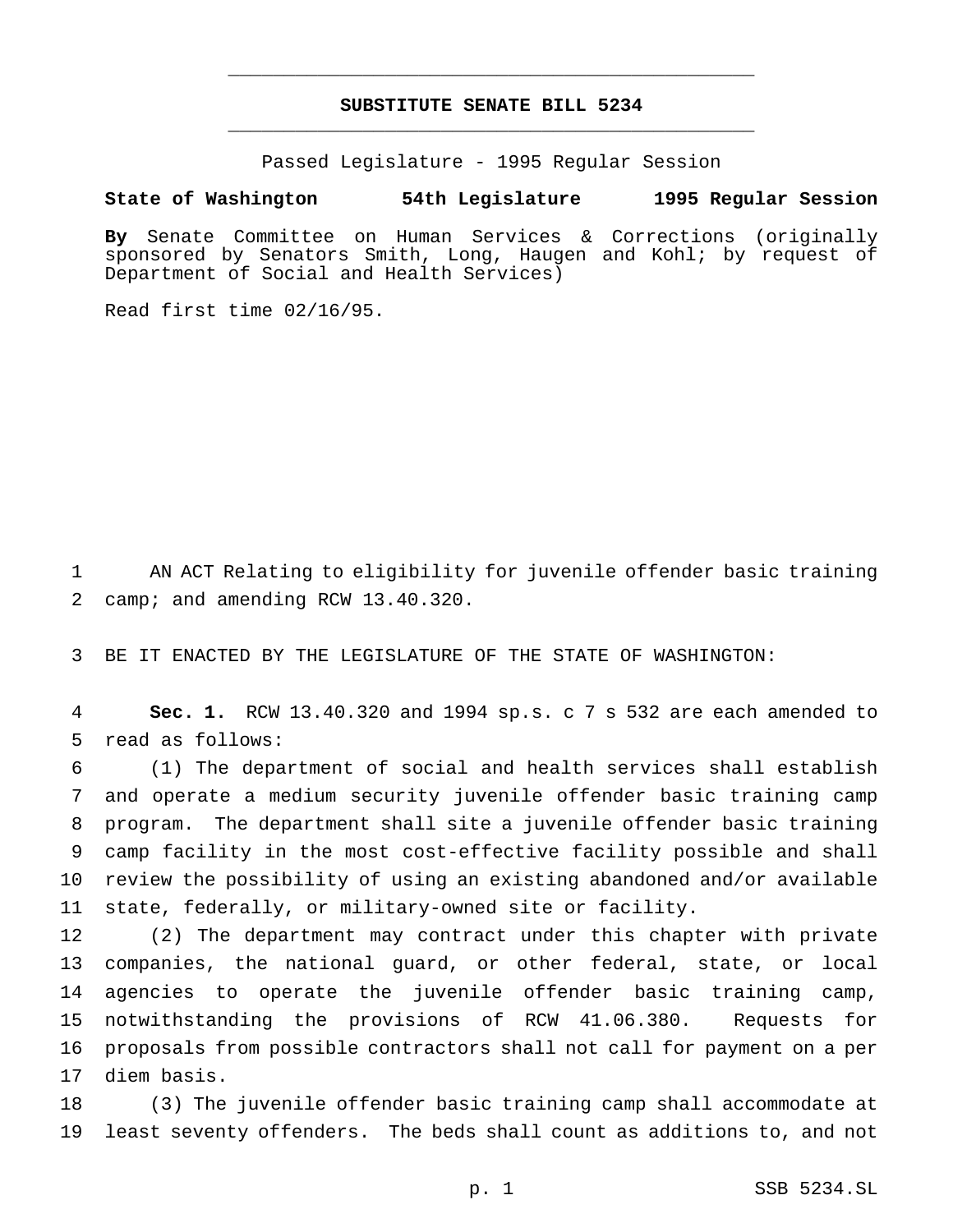**SUBSTITUTE SENATE BILL 5234**

Passed Legislature - 1995 Regular Session

**State of Washington 54th Legislature 1995 Regular Session**

**By** Senate Committee on Human Services & Corrections (originally sponsored by Senators Smith, Long, Haugen and Kohl; by request of Department of Social and Health Services)

Read first time 02/16/95.

AN ACT Relating to eligibility for juvenile offender basic training camp; and amending RCW 13.40.320.

BE IT ENACTED BY THE LEGISLATURE OF THE STATE OF WASHINGTON:

**Sec. 1.** RCW 13.40.320 and 1994 sp.s. c 7 s 532 are each amended to read as follows:

(1) The department of social and health services shall establish and operate a medium security juvenile offender basic training camp program. The department shall site a juvenile offender basic training camp facility in the most cost-effective facility possible and shall review the possibility of using an existing abandoned and/or available state, federally, or military-owned site or facility.

(2) The department may contract under this chapter with private companies, the national guard, or other federal, state, or local agencies to operate the juvenile offender basic training camp, notwithstanding the provisions of RCW 41.06.380. Requests for proposals from possible contractors shall not call for payment on a per diem basis.

(3) The juvenile offender basic training camp shall accommodate at least seventy offenders. The beds shall count as additions to, and not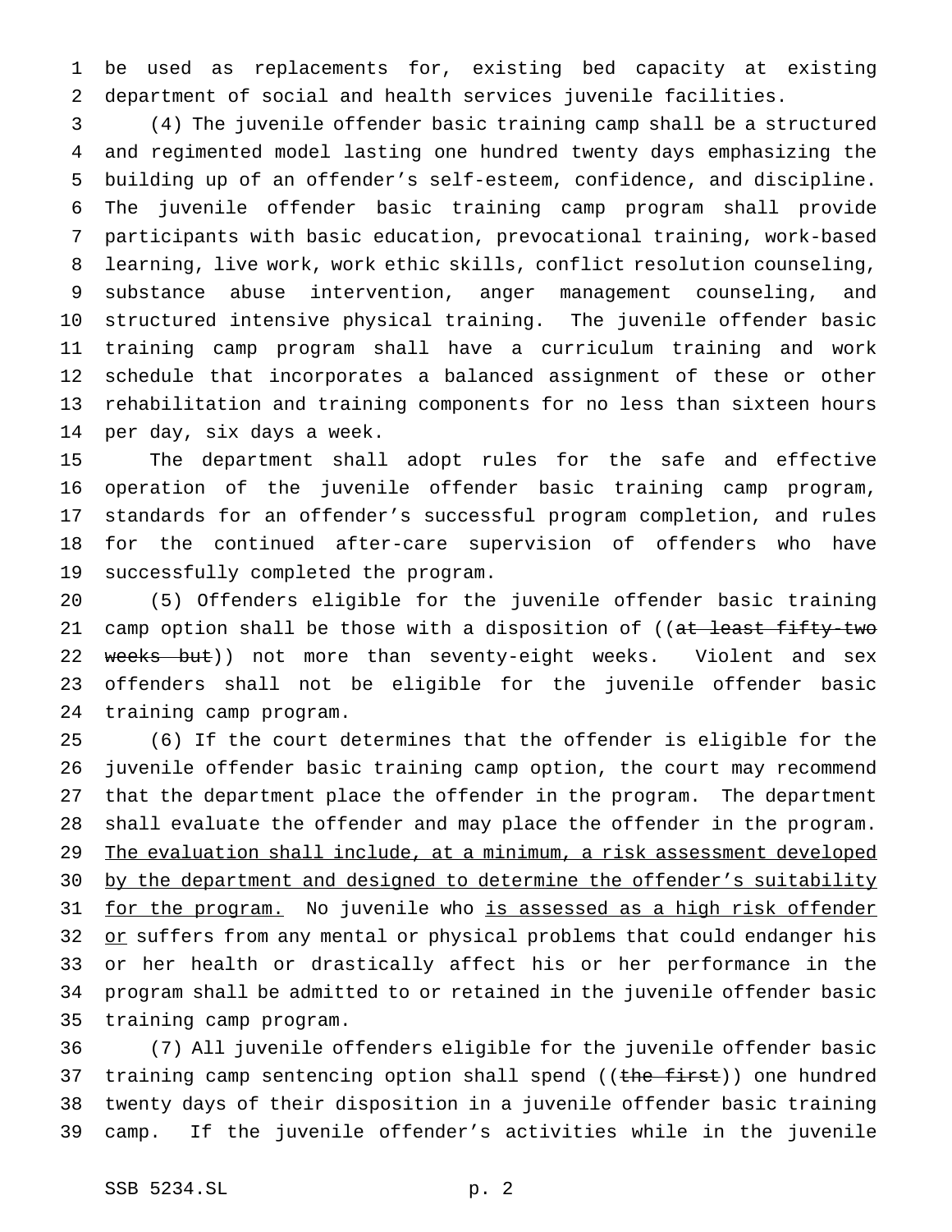be used as replacements for, existing bed capacity at existing department of social and health services juvenile facilities.

(4) The juvenile offender basic training camp shall be a structured and regimented model lasting one hundred twenty days emphasizing the building up of an offender's self-esteem, confidence, and discipline. The juvenile offender basic training camp program shall provide participants with basic education, prevocational training, work-based learning, live work, work ethic skills, conflict resolution counseling, substance abuse intervention, anger management counseling, and structured intensive physical training. The juvenile offender basic training camp program shall have a curriculum training and work schedule that incorporates a balanced assignment of these or other rehabilitation and training components for no less than sixteen hours per day, six days a week.

The department shall adopt rules for the safe and effective operation of the juvenile offender basic training camp program, standards for an offender's successful program completion, and rules for the continued after-care supervision of offenders who have successfully completed the program.

(5) Offenders eligible for the juvenile offender basic training camp option shall be those with a disposition of ((~~at least fifty-two weeks but~~)) not more than seventy-eight weeks. Violent and sex offenders shall not be eligible for the juvenile offender basic training camp program.

(6) If the court determines that the offender is eligible for the juvenile offender basic training camp option, the court may recommend that the department place the offender in the program. The department shall evaluate the offender and may place the offender in the program. <u>The evaluation shall include, at a minimum, a risk assessment developed by the department and designed to determine the offender's suitability for the program.</u> No juvenile who <u>is assessed as a high risk offender or</u> suffers from any mental or physical problems that could endanger his or her health or drastically affect his or her performance in the program shall be admitted to or retained in the juvenile offender basic training camp program.

(7) All juvenile offenders eligible for the juvenile offender basic training camp sentencing option shall spend ((~~the first~~)) one hundred twenty days of their disposition in a juvenile offender basic training camp. If the juvenile offender's activities while in the juvenile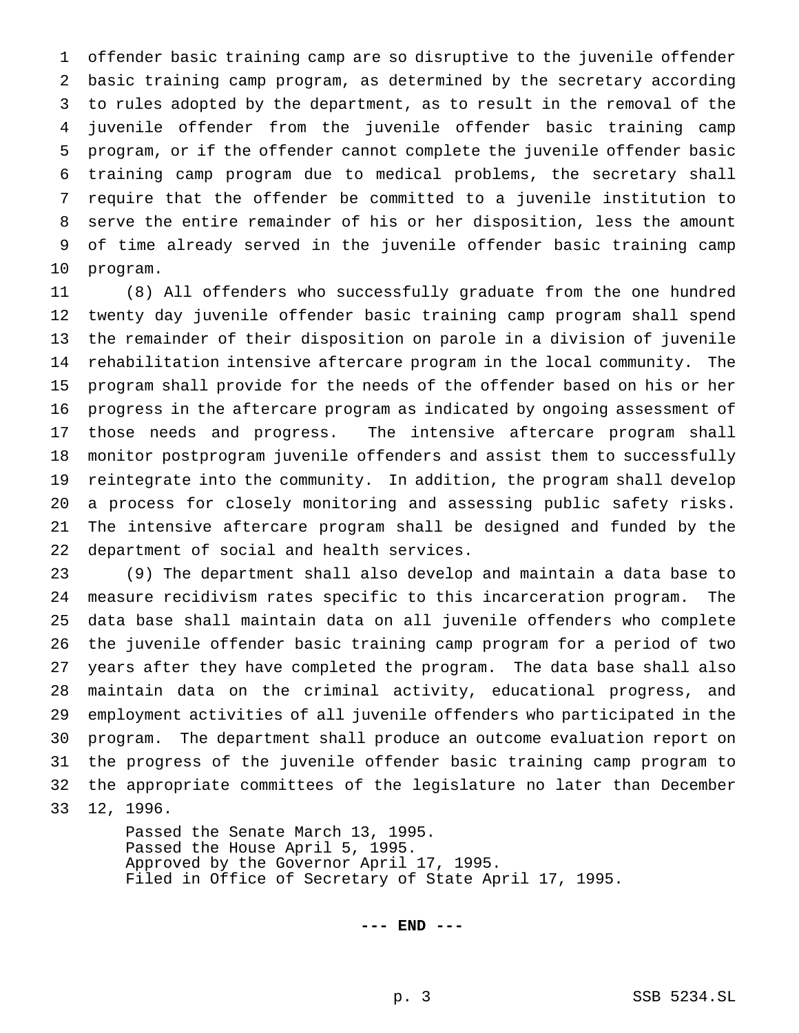offender basic training camp are so disruptive to the juvenile offender basic training camp program, as determined by the secretary according to rules adopted by the department, as to result in the removal of the juvenile offender from the juvenile offender basic training camp program, or if the offender cannot complete the juvenile offender basic training camp program due to medical problems, the secretary shall require that the offender be committed to a juvenile institution to serve the entire remainder of his or her disposition, less the amount of time already served in the juvenile offender basic training camp program.

(8) All offenders who successfully graduate from the one hundred twenty day juvenile offender basic training camp program shall spend the remainder of their disposition on parole in a division of juvenile rehabilitation intensive aftercare program in the local community. The program shall provide for the needs of the offender based on his or her progress in the aftercare program as indicated by ongoing assessment of those needs and progress. The intensive aftercare program shall monitor postprogram juvenile offenders and assist them to successfully reintegrate into the community. In addition, the program shall develop a process for closely monitoring and assessing public safety risks. The intensive aftercare program shall be designed and funded by the department of social and health services.

(9) The department shall also develop and maintain a data base to measure recidivism rates specific to this incarceration program. The data base shall maintain data on all juvenile offenders who complete the juvenile offender basic training camp program for a period of two years after they have completed the program. The data base shall also maintain data on the criminal activity, educational progress, and employment activities of all juvenile offenders who participated in the program. The department shall produce an outcome evaluation report on the progress of the juvenile offender basic training camp program to the appropriate committees of the legislature no later than December 12, 1996.

Passed the Senate March 13, 1995.
Passed the House April 5, 1995.
Approved by the Governor April 17, 1995.
Filed in Office of Secretary of State April 17, 1995.

**--- END ---**